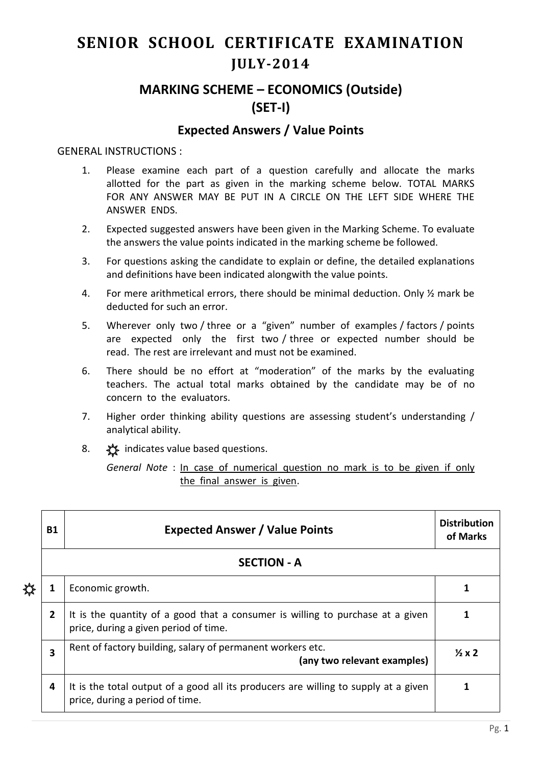# SENIOR SCHOOL CERTIFICATE EXAMINATION
# JULY-2014

## MARKING SCHEME – ECONOMICS (Outside)
## (SET-I)

### Expected Answers / Value Points

GENERAL INSTRUCTIONS :

1. Please examine each part of a question carefully and allocate the marks allotted for the part as given in the marking scheme below. TOTAL MARKS FOR ANY ANSWER MAY BE PUT IN A CIRCLE ON THE LEFT SIDE WHERE THE ANSWER ENDS.
2. Expected suggested answers have been given in the Marking Scheme. To evaluate the answers the value points indicated in the marking scheme be followed.
3. For questions asking the candidate to explain or define, the detailed explanations and definitions have been indicated alongwith the value points.
4. For mere arithmetical errors, there should be minimal deduction. Only ½ mark be deducted for such an error.
5. Wherever only two / three or a "given" number of examples / factors / points are expected only the first two / three or expected number should be read. The rest are irrelevant and must not be examined.
6. There should be no effort at "moderation" of the marks by the evaluating teachers. The actual total marks obtained by the candidate may be of no concern to the evaluators.
7. Higher order thinking ability questions are assessing student's understanding / analytical ability.
8. ☼ indicates value based questions.

   *General Note* : In case of numerical question no mark is to be given if only the final answer is given.

| B1 | Expected Answer / Value Points | Distribution of Marks |
|---|---|---|
| | **SECTION - A** | |
| ☼ 1 | Economic growth. | 1 |
| 2 | It is the quantity of a good that a consumer is willing to purchase at a given price, during a given period of time. | 1 |
| 3 | Rent of factory building, salary of permanent workers etc. **(any two relevant examples)** | ½ x 2 |
| 4 | It is the total output of a good all its producers are willing to supply at a given price, during a period of time. | 1 |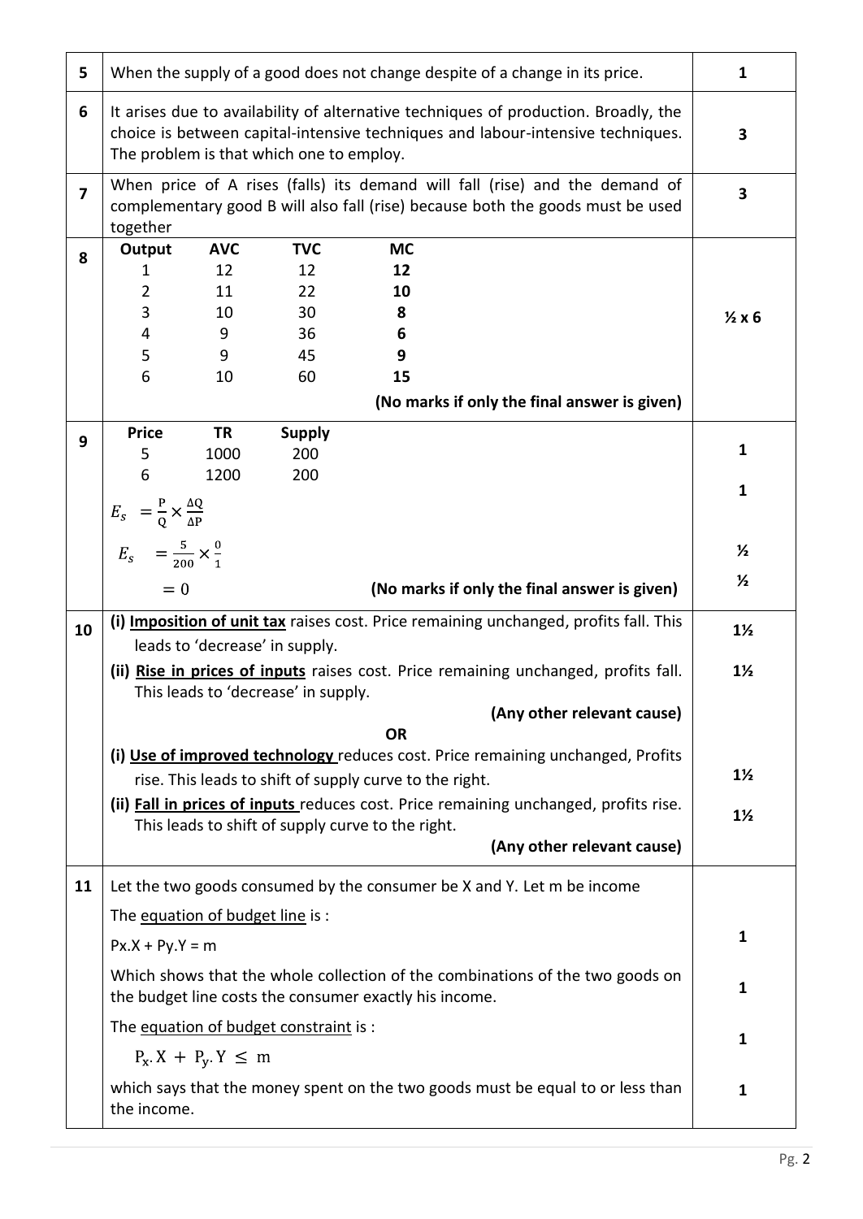| Q. No. | Answer | Marks |
|---|---|---|
| 5 | When the supply of a good does not change despite of a change in its price. | 1 |
| 6 | It arises due to availability of alternative techniques of production. Broadly, the choice is between capital-intensive techniques and labour-intensive techniques. The problem is that which one to employ. | 3 |
| 7 | When price of A rises (falls) its demand will fall (rise) and the demand of complementary good B will also fall (rise) because both the goods must be used together | 3 |
| 8 | **Output / AVC / TVC / MC**<br>1 / 12 / 12 / **12**<br>2 / 11 / 22 / **10**<br>3 / 10 / 30 / **8**<br>4 / 9 / 36 / **6**<br>5 / 9 / 45 / **9**<br>6 / 10 / 60 / **15**<br>**(No marks if only the final answer is given)** | ½ x 6 |
| 9 | **Price / TR / Supply**<br>5 / 1000 / 200<br>6 / 1200 / 200<br>$E_s = \frac{P}{Q} \times \frac{\Delta Q}{\Delta P}$<br>$E_s = \frac{5}{200} \times \frac{0}{1}$<br>$= 0$<br>**(No marks if only the final answer is given)** | 1<br>1<br>½<br>½ |
| 10 | **(i) <u>Imposition of unit tax</u>** raises cost. Price remaining unchanged, profits fall. This leads to 'decrease' in supply.<br>**(ii) <u>Rise in prices of inputs</u>** raises cost. Price remaining unchanged, profits fall. This leads to 'decrease' in supply.<br>**(Any other relevant cause)**<br>**OR**<br>**(i) <u>Use of improved technology</u>** reduces cost. Price remaining unchanged, Profits rise. This leads to shift of supply curve to the right.<br>**(ii) <u>Fall in prices of inputs</u>** reduces cost. Price remaining unchanged, profits rise. This leads to shift of supply curve to the right.<br>**(Any other relevant cause)** | 1½<br>1½<br><br><br>1½<br>1½ |
| 11 | Let the two goods consumed by the consumer be X and Y. Let m be income<br>The <u>equation of budget line</u> is :<br>Px.X + Py.Y = m<br>Which shows that the whole collection of the combinations of the two goods on the budget line costs the consumer exactly his income.<br>The <u>equation of budget constraint</u> is :<br>$P_x . X + P_y . Y \leq m$<br>which says that the money spent on the two goods must be equal to or less than the income. | <br><br>1<br>1<br><br>1<br>1 |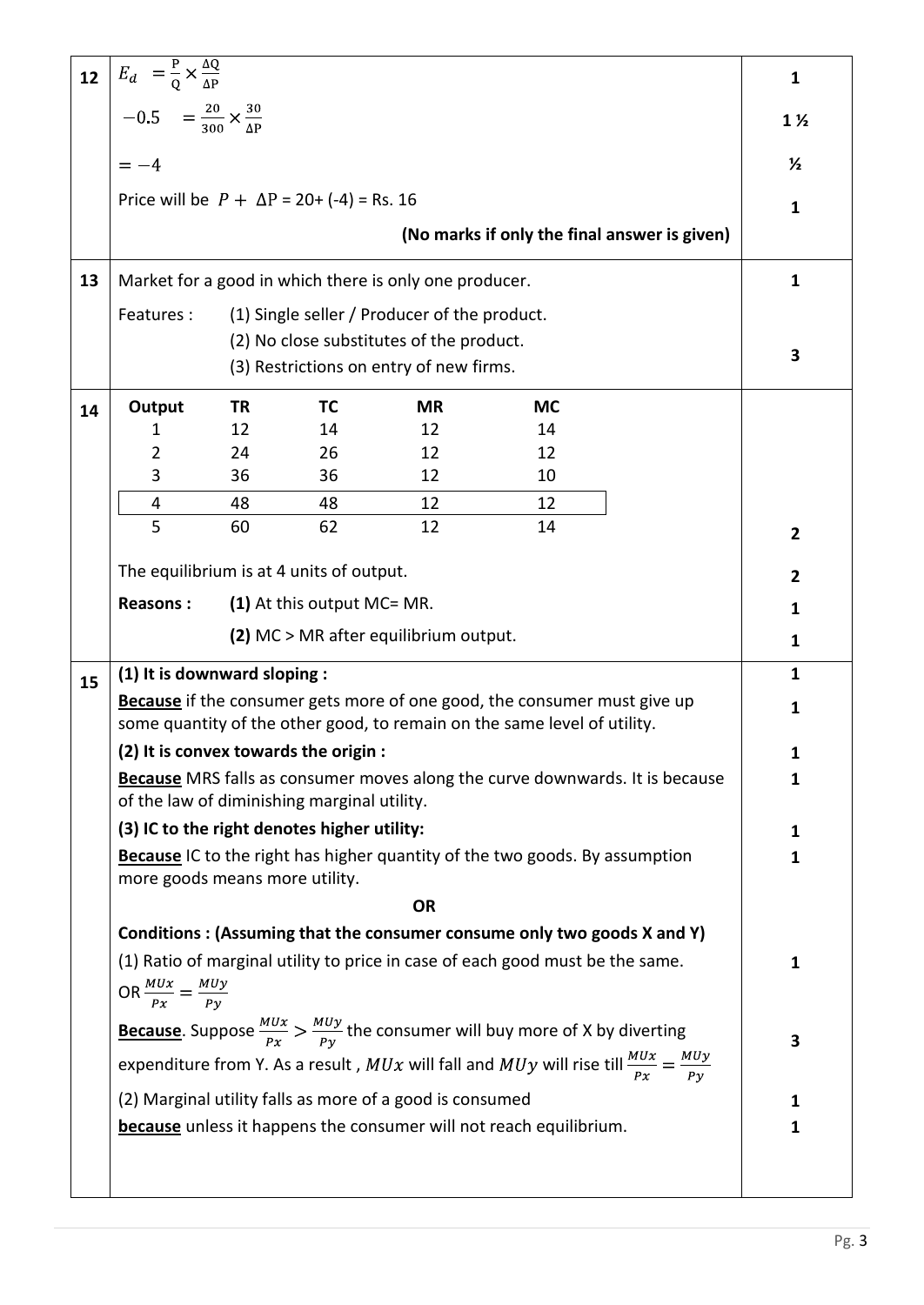| Q | Answer | Marks |
|---|---|---|
| 12 | $E_d = \frac{P}{Q} \times \frac{\Delta Q}{\Delta P}$ | 1 |
| | $-0.5 = \frac{20}{300} \times \frac{30}{\Delta P}$ | 1 ½ |
| | $= -4$ | ½ |
| | Price will be $P + \Delta P$ = 20+ (-4) = Rs. 16 | 1 |
| | **(No marks if only the final answer is given)** | |
| 13 | Market for a good in which there is only one producer. | 1 |
| | Features : (1) Single seller / Producer of the product. (2) No close substitutes of the product. (3) Restrictions on entry of new firms. | 3 |

**14**

| Output | TR | TC | MR | MC |
|---|---|---|---|---|
| 1 | 12 | 14 | 12 | 14 |
| 2 | 24 | 26 | 12 | 12 |
| 3 | 36 | 36 | 12 | 10 |
| 4 | 48 | 48 | 12 | 12 |
| 5 | 60 | 62 | 12 | 14 |

(2 marks)

The equilibrium is at 4 units of output. — 2

**Reasons :** **(1)** At this output MC= MR. — 1

**(2)** MC > MR after equilibrium output. — 1

**15**

**(1) It is downward sloping :** — 1

**Because** if the consumer gets more of one good, the consumer must give up some quantity of the other good, to remain on the same level of utility. — 1

**(2) It is convex towards the origin :** — 1

**Because** MRS falls as consumer moves along the curve downwards. It is because of the law of diminishing marginal utility. — 1

**(3) IC to the right denotes higher utility:** — 1

**Because** IC to the right has higher quantity of the two goods. By assumption more goods means more utility. — 1

**OR**

**Conditions : (Assuming that the consumer consume only two goods X and Y)**

(1) Ratio of marginal utility to price in case of each good must be the same. OR $\frac{MUx}{Px} = \frac{MUy}{Py}$ — 1

**Because**. Suppose $\frac{MUx}{Px} > \frac{MUy}{Py}$ the consumer will buy more of X by diverting expenditure from Y. As a result , $MUx$ will fall and $MUy$ will rise till $\frac{MUx}{Px} = \frac{MUy}{Py}$ — 3

(2) Marginal utility falls as more of a good is consumed — 1

**because** unless it happens the consumer will not reach equilibrium. — 1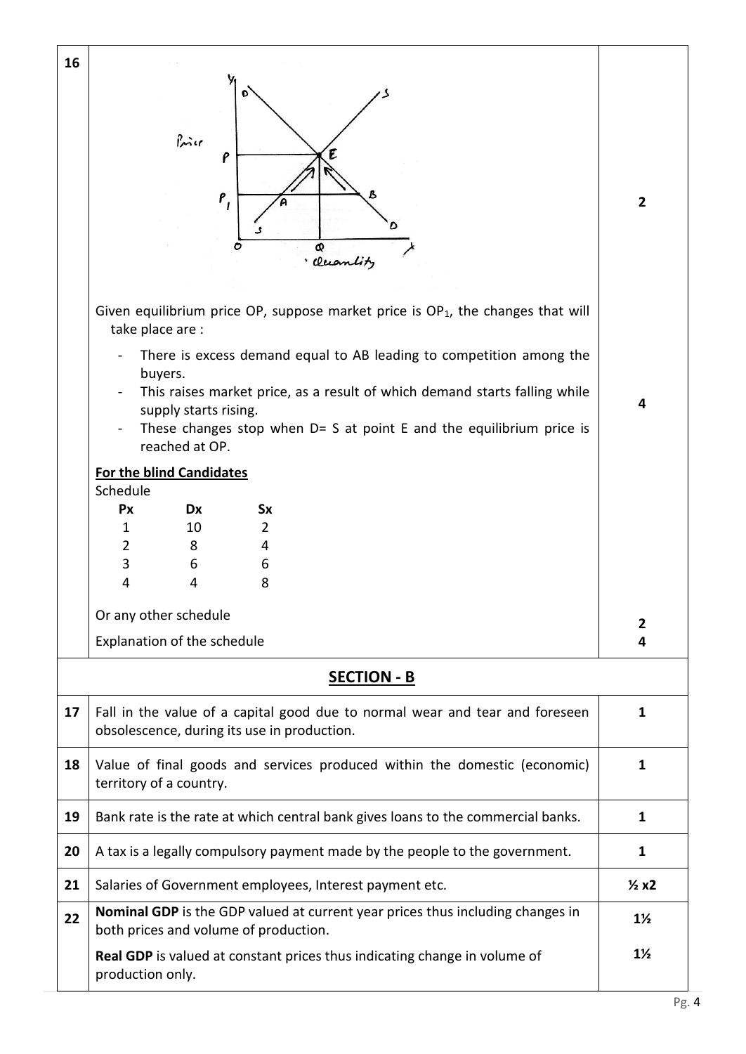| Q. No. | Answer | Marks |
|---|---|---|
| 16 | Given equilibrium price OP, suppose market price is $OP_1$, the changes that will take place are :<br>- There is excess demand equal to AB leading to competition among the buyers.<br>- This raises market price, as a result of which demand starts falling while supply starts rising.<br>- These changes stop when D= S at point E and the equilibrium price is reached at OP. | 2<br><br>4 |
| | **For the blind Candidates**<br>Schedule<br>Px Dx Sx<br>1 10 2<br>2 8 4<br>3 6 6<br>4 4 8<br><br>Or any other schedule<br>Explanation of the schedule | <br><br><br><br><br><br><br><br>2<br>4 |

## SECTION - B

| Q. No. | Answer | Marks |
|---|---|---|
| 17 | Fall in the value of a capital good due to normal wear and tear and foreseen obsolescence, during its use in production. | 1 |
| 18 | Value of final goods and services produced within the domestic (economic) territory of a country. | 1 |
| 19 | Bank rate is the rate at which central bank gives loans to the commercial banks. | 1 |
| 20 | A tax is a legally compulsory payment made by the people to the government. | 1 |
| 21 | Salaries of Government employees, Interest payment etc. | ½ x2 |
| 22 | **Nominal GDP** is the GDP valued at current year prices thus including changes in both prices and volume of production.<br>**Real GDP** is valued at constant prices thus indicating change in volume of production only. | 1½<br>1½ |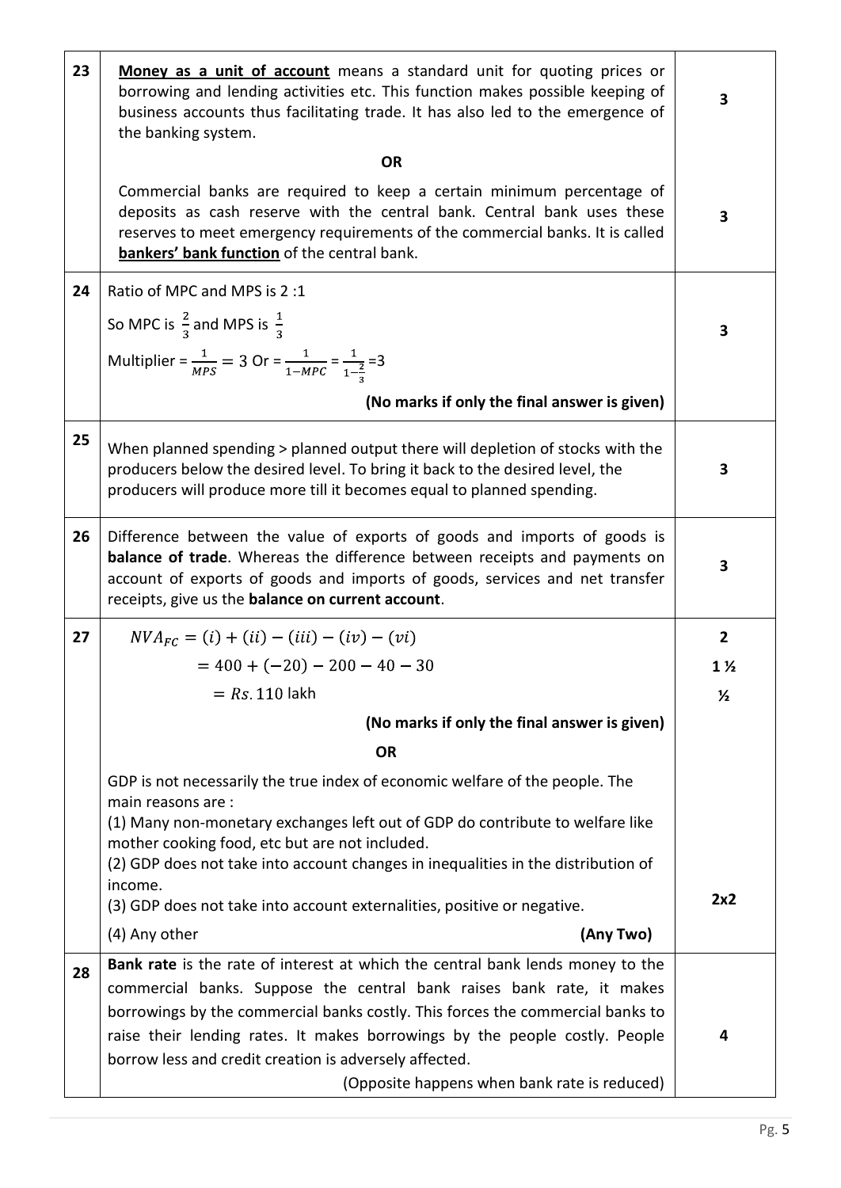| | | |
|---|---|---|
| 23 | <u>**Money as a unit of account**</u> means a standard unit for quoting prices or borrowing and lending activities etc. This function makes possible keeping of business accounts thus facilitating trade. It has also led to the emergence of the banking system. | 3 |
| | **OR** | |
| | Commercial banks are required to keep a certain minimum percentage of deposits as cash reserve with the central bank. Central bank uses these reserves to meet emergency requirements of the commercial banks. It is called <u>**bankers' bank function**</u> of the central bank. | 3 |
| 24 | Ratio of MPC and MPS is 2 :1<br>So MPC is $\frac{2}{3}$ and MPS is $\frac{1}{3}$<br>Multiplier = $\frac{1}{MPS} = 3$ Or = $\frac{1}{1-MPC} = \frac{1}{1-\frac{2}{3}} = 3$<br>**(No marks if only the final answer is given)** | 3 |
| 25 | When planned spending > planned output there will depletion of stocks with the producers below the desired level. To bring it back to the desired level, the producers will produce more till it becomes equal to planned spending. | 3 |
| 26 | Difference between the value of exports of goods and imports of goods is **balance of trade**. Whereas the difference between receipts and payments on account of exports of goods and imports of goods, services and net transfer receipts, give us the **balance on current account**. | 3 |
| 27 | $NVA_{FC} = (i) + (ii) - (iii) - (iv) - (vi)$ | 2 |
| | $= 400 + (-20) - 200 - 40 - 30$ | 1 ½ |
| | $= Rs. 110$ lakh | ½ |
| | **(No marks if only the final answer is given)** | |
| | **OR** | |
| | GDP is not necessarily the true index of economic welfare of the people. The main reasons are :<br>(1) Many non-monetary exchanges left out of GDP do contribute to welfare like mother cooking food, etc but are not included.<br>(2) GDP does not take into account changes in inequalities in the distribution of income.<br>(3) GDP does not take into account externalities, positive or negative.<br>(4) Any other **(Any Two)** | 2x2 |
| 28 | **Bank rate** is the rate of interest at which the central bank lends money to the commercial banks. Suppose the central bank raises bank rate, it makes borrowings by the commercial banks costly. This forces the commercial banks to raise their lending rates. It makes borrowings by the people costly. People borrow less and credit creation is adversely affected.<br>(Opposite happens when bank rate is reduced) | 4 |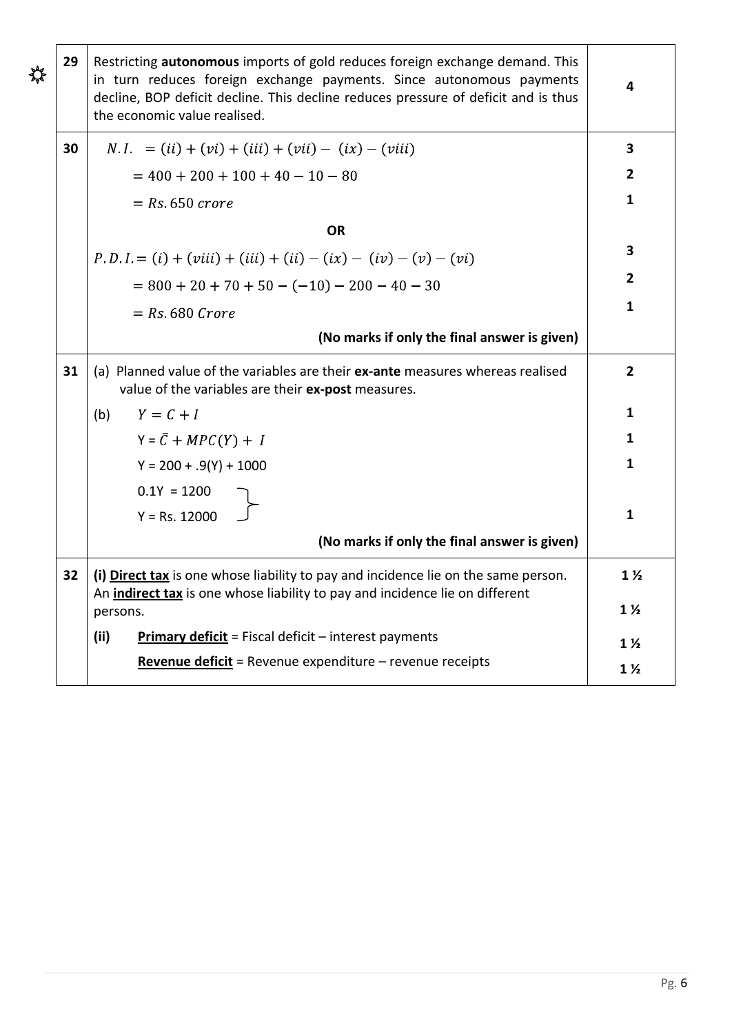| | | |
|---|---|---|
| 29 | Restricting **autonomous** imports of gold reduces foreign exchange demand. This in turn reduces foreign exchange payments. Since autonomous payments decline, BOP deficit decline. This decline reduces pressure of deficit and is thus the economic value realised. | 4 |
| 30 | $N.I. = (ii) + (vi) + (iii) + (vii) - (ix) - (viii)$ | 3 |
| | $= 400 + 200 + 100 + 40 - 10 - 80$ | 2 |
| | $= Rs. 650\ crore$ | 1 |
| | **OR** | |
| | $P.D.I. = (i) + (viii) + (iii) + (ii) - (ix) - (iv) - (v) - (vi)$ | 3 |
| | $= 800 + 20 + 70 + 50 - (-10) - 200 - 40 - 30$ | 2 |
| | $= Rs. 680\ Crore$ | 1 |
| | **(No marks if only the final answer is given)** | |
| 31 | (a) Planned value of the variables are their **ex-ante** measures whereas realised value of the variables are their **ex-post** measures. | 2 |
| | (b) $Y = C + I$ | 1 |
| | $Y = \bar{C} + MPC(Y) + I$ | 1 |
| | Y = 200 + .9(Y) + 1000 | 1 |
| | 0.1Y = 1200<br>Y = Rs. 12000 | 1 |
| | **(No marks if only the final answer is given)** | |
| 32 | **(i) <u>Direct tax</u>** is one whose liability to pay and incidence lie on the same person. | 1 ½ |
| | An **<u>indirect tax</u>** is one whose liability to pay and incidence lie on different persons. | 1 ½ |
| | **(ii)** **<u>Primary deficit</u>** = Fiscal deficit – interest payments | 1 ½ |
| | **<u>Revenue deficit</u>** = Revenue expenditure – revenue receipts | 1 ½ |